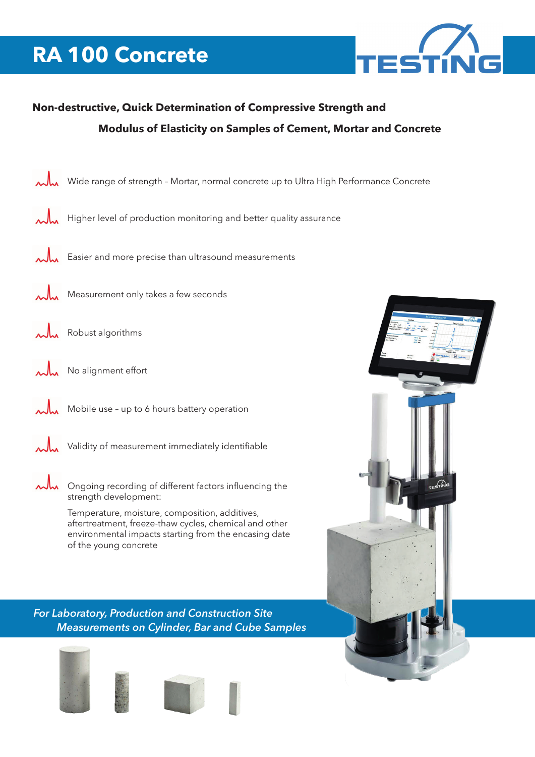# RA 100 Concrete

**Non-destructive, Quick Determination of Compressive Strength and Modulus of Elasticity on Samples of Cement, Mortar and Concrete**

- Wide range of strength – Mortar, normal concrete up to Ultra High Performance Concrete
- Higher level of production monitoring and better quality assurance
- Easier and more precise than ultrasound measurements
- Measurement only takes a few seconds
- Robust algorithms
- No alignment effort
- Mobile use – up to 6 hours battery operation
- Validity of measurement immediately identifiable
- Ongoing recording of different factors influencing the strength development:

  Temperature, moisture, composition, additives, aftertreatment, freeze-thaw cycles, chemical and other environmental impacts starting from the encasing date of the young concrete

*For Laboratory, Production and Construction Site Measurements on Cylinder, Bar and Cube Samples*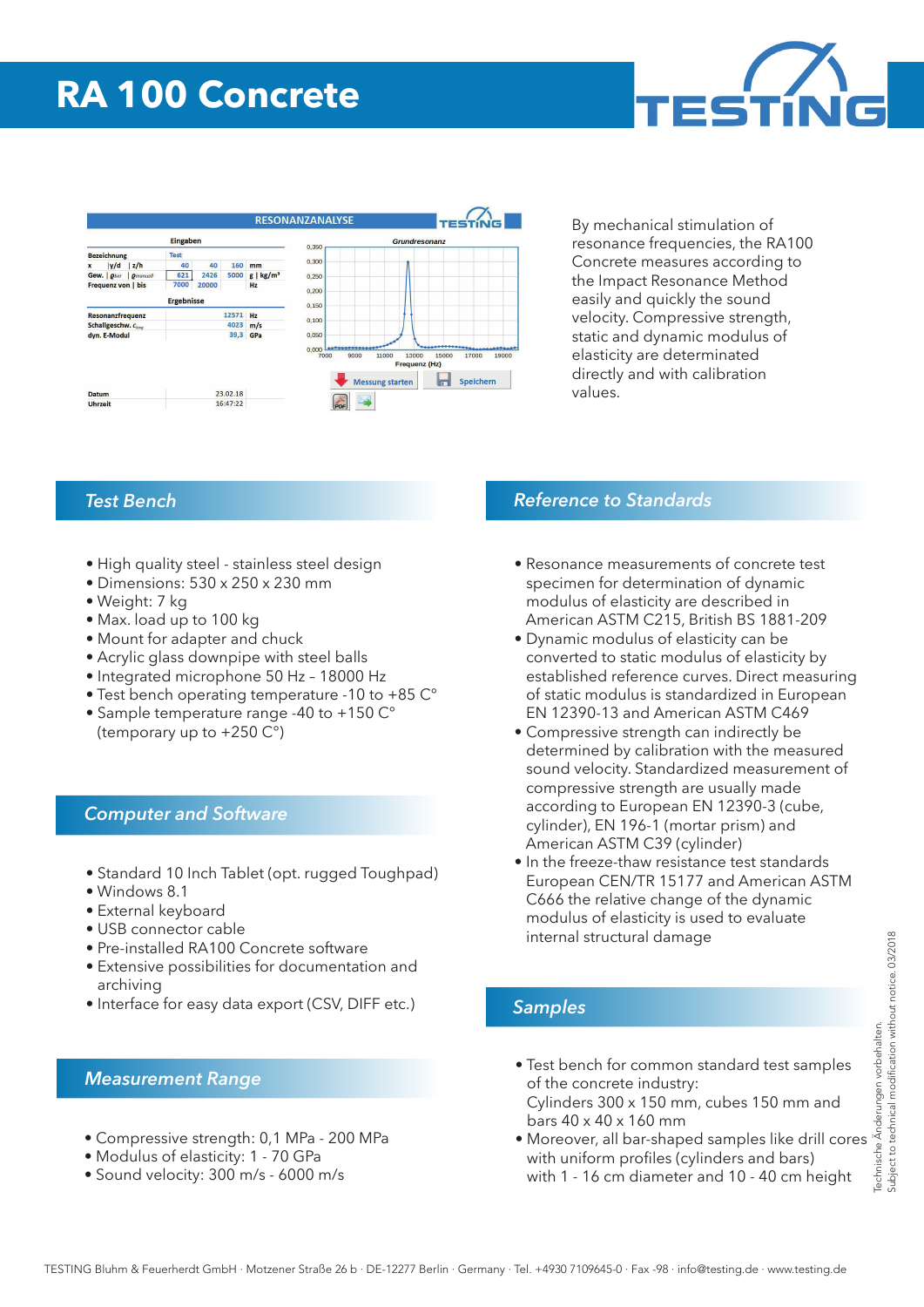# RA 100 Concrete

TESTING

RESONANZANALYSE

Eingaben

Bezeichnung Test
x | y/d | z/h 40 40 160 mm
Gew. | ρ | ρ 621 2426 5000 g | kg/m³
Frequenz von | bis 7000 20000 Hz

Ergebnisse

Resonanzfrequenz 12571 Hz
Schallgeschw. 4023 m/s
dyn. E-Modul 39,3 GPa

Datum 23.02.18
Uhrzeit 16:47:22

Grundresonanz

0,350
0,300
0,250
0,200
0,150
0,100
0,050
0,000

7000 9000 11000 13000 15000 17000 19000

Frequenz (Hz)

Messung starten
Speichern

By mechanical stimulation of resonance frequencies, the RA100 Concrete measures according to the Impact Resonance Method easily and quickly the sound velocity. Compressive strength, static and dynamic modulus of elasticity are determinated directly and with calibration values.

## Test Bench

- High quality steel - stainless steel design
- Dimensions: 530 x 250 x 230 mm
- Weight: 7 kg
- Max. load up to 100 kg
- Mount for adapter and chuck
- Acrylic glass downpipe with steel balls
- Integrated microphone 50 Hz – 18000 Hz
- Test bench operating temperature -10 to +85 C°
- Sample temperature range -40 to +150 C° (temporary up to +250 C°)

## Computer and Software

- Standard 10 Inch Tablet (opt. rugged Toughpad)
- Windows 8.1
- External keyboard
- USB connector cable
- Pre-installed RA100 Concrete software
- Extensive possibilities for documentation and archiving
- Interface for easy data export (CSV, DIFF etc.)

## Measurement Range

- Compressive strength: 0,1 MPa - 200 MPa
- Modulus of elasticity: 1 - 70 GPa
- Sound velocity: 300 m/s - 6000 m/s

## Reference to Standards

- Resonance measurements of concrete test specimen for determination of dynamic modulus of elasticity are described in American ASTM C215, British BS 1881-209
- Dynamic modulus of elasticity can be converted to static modulus of elasticity by established reference curves. Direct measuring of static modulus is standardized in European EN 12390-13 and American ASTM C469
- Compressive strength can indirectly be determined by calibration with the measured sound velocity. Standardized measurement of compressive strength are usually made according to European EN 12390-3 (cube, cylinder), EN 196-1 (mortar prism) and American ASTM C39 (cylinder)
- In the freeze-thaw resistance test standards European CEN/TR 15177 and American ASTM C666 the relative change of the dynamic modulus of elasticity is used to evaluate internal structural damage

## Samples

- Test bench for common standard test samples of the concrete industry: Cylinders 300 x 150 mm, cubes 150 mm and bars 40 x 40 x 160 mm
- Moreover, all bar-shaped samples like drill cores with uniform profiles (cylinders and bars) with 1 - 16 cm diameter and 10 - 40 cm height

Technische Änderungen vorbehalten.
Subject to technical modification without notice. 03/2018

TESTING Bluhm & Feuerherdt GmbH · Motzener Straße 26 b · DE-12277 Berlin · Germany · Tel. +4930 7109645-0 · Fax -98 · info@testing.de · www.testing.de